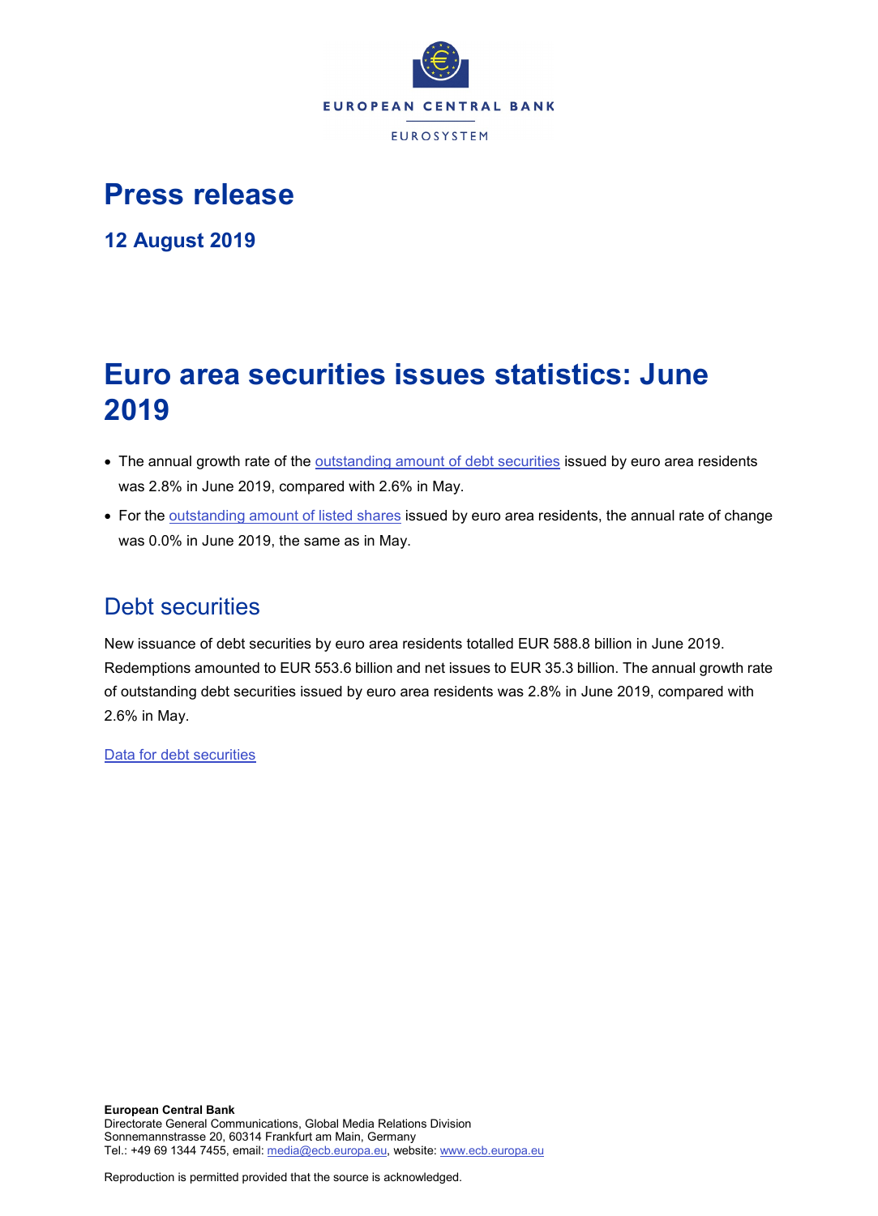EUROPEAN CENTRAL BANK

EUROSYSTEM

# Press release

### 12 August 2019

# Euro area securities issues statistics: June 2019

- The annual growth rate of the outstanding amount of debt securities issued by euro area residents was 2.8% in June 2019, compared with 2.6% in May.
- For the outstanding amount of listed shares issued by euro area residents, the annual rate of change was 0.0% in June 2019, the same as in May.

## Debt securities

New issuance of debt securities by euro area residents totalled EUR 588.8 billion in June 2019. Redemptions amounted to EUR 553.6 billion and net issues to EUR 35.3 billion. The annual growth rate of outstanding debt securities issued by euro area residents was 2.8% in June 2019, compared with 2.6% in May.

Data for debt securities

**European Central Bank**
Directorate General Communications, Global Media Relations Division
Sonnemannstrasse 20, 60314 Frankfurt am Main, Germany
Tel.: +49 69 1344 7455, email: media@ecb.europa.eu, website: www.ecb.europa.eu

Reproduction is permitted provided that the source is acknowledged.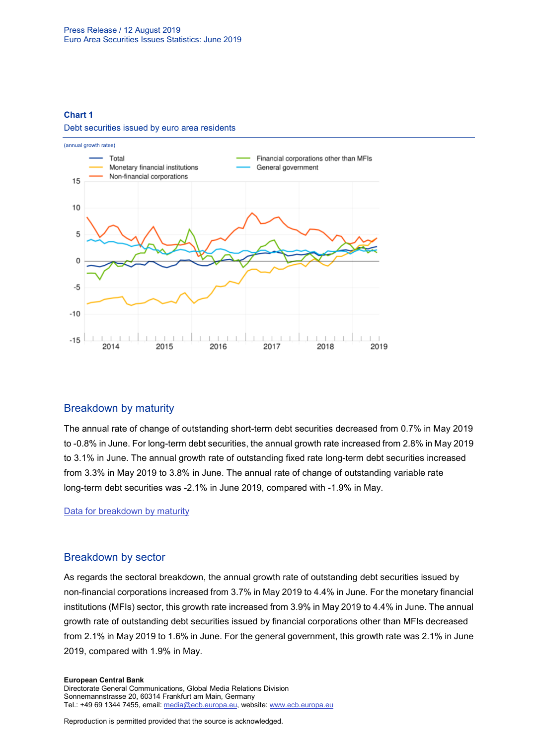### Chart 1

Debt securities issued by euro area residents

(annual growth rates)

## Breakdown by maturity

The annual rate of change of outstanding short-term debt securities decreased from 0.7% in May 2019 to -0.8% in June. For long-term debt securities, the annual growth rate increased from 2.8% in May 2019 to 3.1% in June. The annual growth rate of outstanding fixed rate long-term debt securities increased from 3.3% in May 2019 to 3.8% in June. The annual rate of change of outstanding variable rate long-term debt securities was -2.1% in June 2019, compared with -1.9% in May.

[Data for breakdown by maturity]

## Breakdown by sector

As regards the sectoral breakdown, the annual growth rate of outstanding debt securities issued by non-financial corporations increased from 3.7% in May 2019 to 4.4% in June. For the monetary financial institutions (MFIs) sector, this growth rate increased from 3.9% in May 2019 to 4.4% in June. The annual growth rate of outstanding debt securities issued by financial corporations other than MFIs decreased from 2.1% in May 2019 to 1.6% in June. For the general government, this growth rate was 2.1% in June 2019, compared with 1.9% in May.

**European Central Bank**
Directorate General Communications, Global Media Relations Division
Sonnemannstrasse 20, 60314 Frankfurt am Main, Germany
Tel.: +49 69 1344 7455, email: media@ecb.europa.eu, website: www.ecb.europa.eu

Reproduction is permitted provided that the source is acknowledged.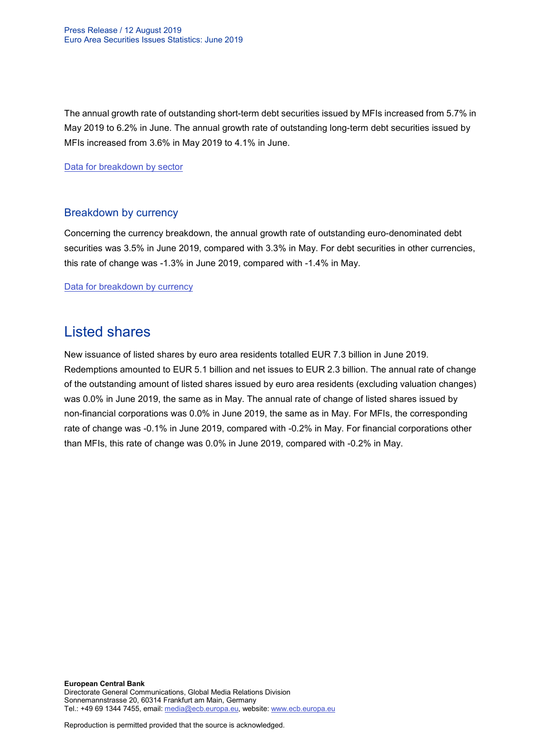The annual growth rate of outstanding short-term debt securities issued by MFIs increased from 5.7% in May 2019 to 6.2% in June. The annual growth rate of outstanding long-term debt securities issued by MFIs increased from 3.6% in May 2019 to 4.1% in June.

Data for breakdown by sector

### Breakdown by currency

Concerning the currency breakdown, the annual growth rate of outstanding euro-denominated debt securities was 3.5% in June 2019, compared with 3.3% in May. For debt securities in other currencies, this rate of change was -1.3% in June 2019, compared with -1.4% in May.

Data for breakdown by currency

## Listed shares

New issuance of listed shares by euro area residents totalled EUR 7.3 billion in June 2019. Redemptions amounted to EUR 5.1 billion and net issues to EUR 2.3 billion. The annual rate of change of the outstanding amount of listed shares issued by euro area residents (excluding valuation changes) was 0.0% in June 2019, the same as in May. The annual rate of change of listed shares issued by non-financial corporations was 0.0% in June 2019, the same as in May. For MFIs, the corresponding rate of change was -0.1% in June 2019, compared with -0.2% in May. For financial corporations other than MFIs, this rate of change was 0.0% in June 2019, compared with -0.2% in May.

**European Central Bank**
Directorate General Communications, Global Media Relations Division
Sonnemannstrasse 20, 60314 Frankfurt am Main, Germany
Tel.: +49 69 1344 7455, email: media@ecb.europa.eu, website: www.ecb.europa.eu

Reproduction is permitted provided that the source is acknowledged.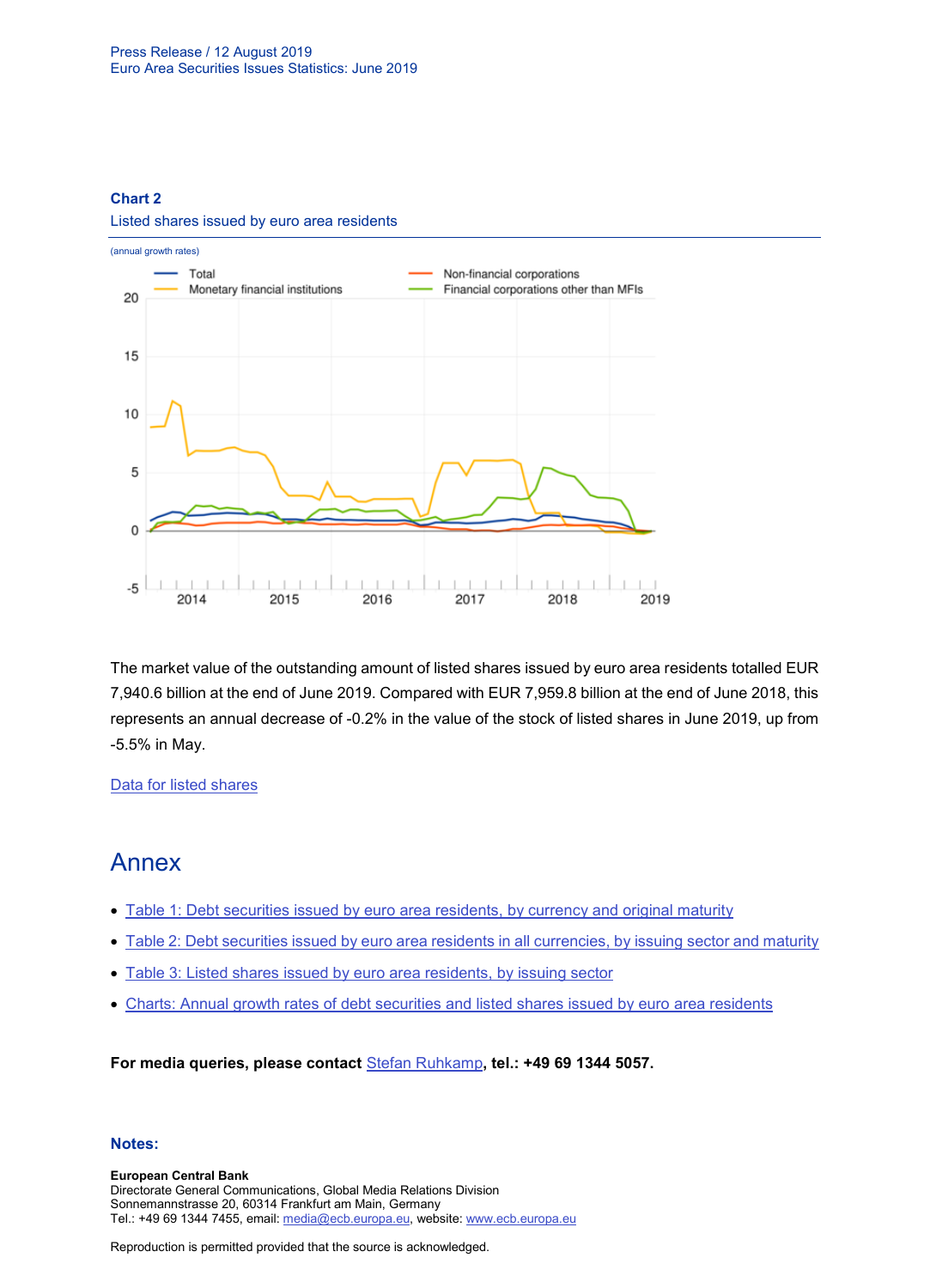### Chart 2

Listed shares issued by euro area residents

(annual growth rates)

The market value of the outstanding amount of listed shares issued by euro area residents totalled EUR 7,940.6 billion at the end of June 2019. Compared with EUR 7,959.8 billion at the end of June 2018, this represents an annual decrease of -0.2% in the value of the stock of listed shares in June 2019, up from -5.5% in May.

[Data for listed shares]

## Annex

- [Table 1: Debt securities issued by euro area residents, by currency and original maturity]
- [Table 2: Debt securities issued by euro area residents in all currencies, by issuing sector and maturity]
- [Table 3: Listed shares issued by euro area residents, by issuing sector]
- [Charts: Annual growth rates of debt securities and listed shares issued by euro area residents]

**For media queries, please contact** Stefan Ruhkamp**, tel.: +49 69 1344 5057.**

### Notes:

**European Central Bank**
Directorate General Communications, Global Media Relations Division
Sonnemannstrasse 20, 60314 Frankfurt am Main, Germany
Tel.: +49 69 1344 7455, email: media@ecb.europa.eu, website: www.ecb.europa.eu

Reproduction is permitted provided that the source is acknowledged.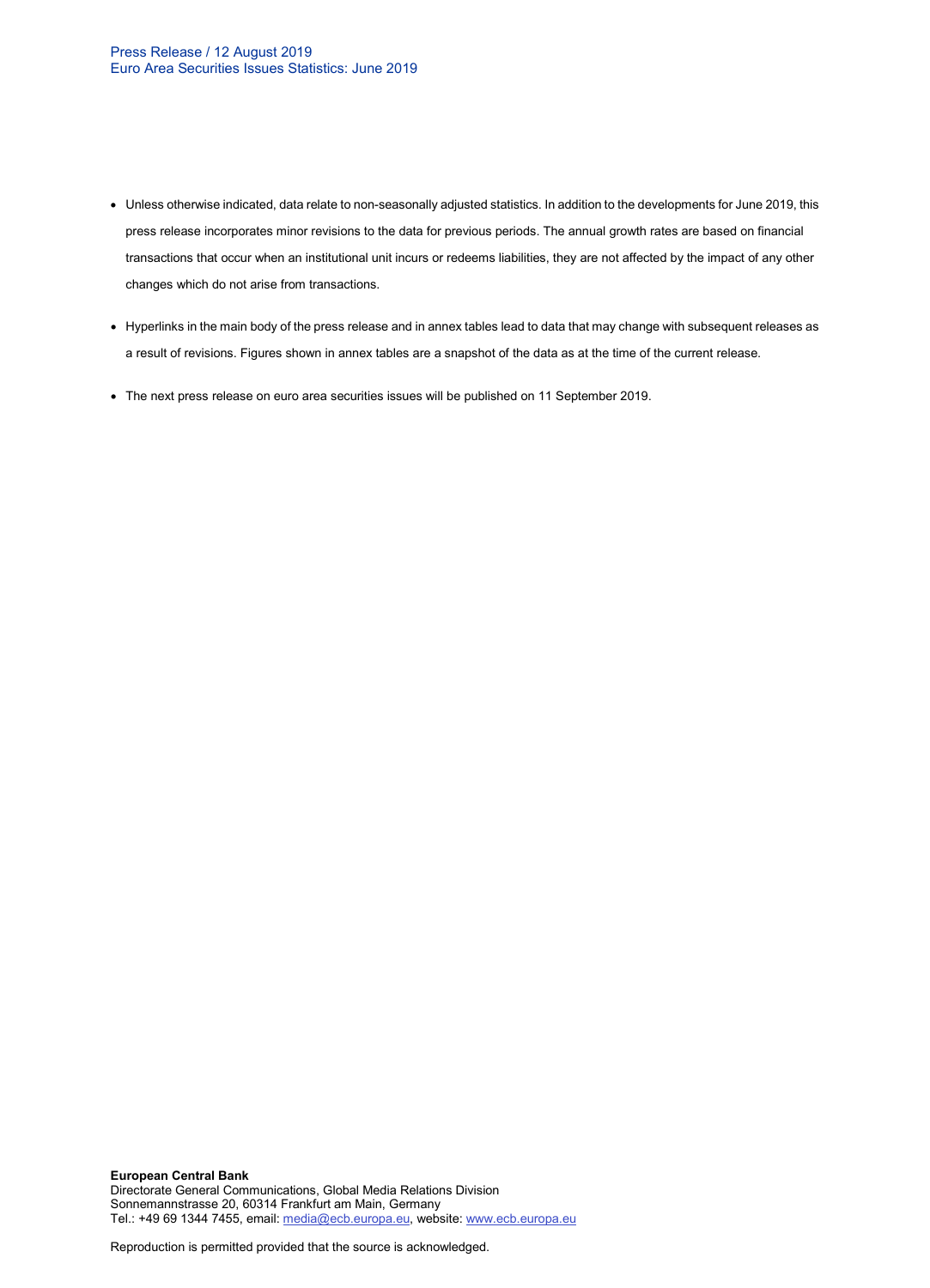- Unless otherwise indicated, data relate to non-seasonally adjusted statistics. In addition to the developments for June 2019, this press release incorporates minor revisions to the data for previous periods. The annual growth rates are based on financial transactions that occur when an institutional unit incurs or redeems liabilities, they are not affected by the impact of any other changes which do not arise from transactions.
- Hyperlinks in the main body of the press release and in annex tables lead to data that may change with subsequent releases as a result of revisions. Figures shown in annex tables are a snapshot of the data as at the time of the current release.
- The next press release on euro area securities issues will be published on 11 September 2019.

**European Central Bank**
Directorate General Communications, Global Media Relations Division
Sonnemannstrasse 20, 60314 Frankfurt am Main, Germany
Tel.: +49 69 1344 7455, email: media@ecb.europa.eu, website: www.ecb.europa.eu

Reproduction is permitted provided that the source is acknowledged.